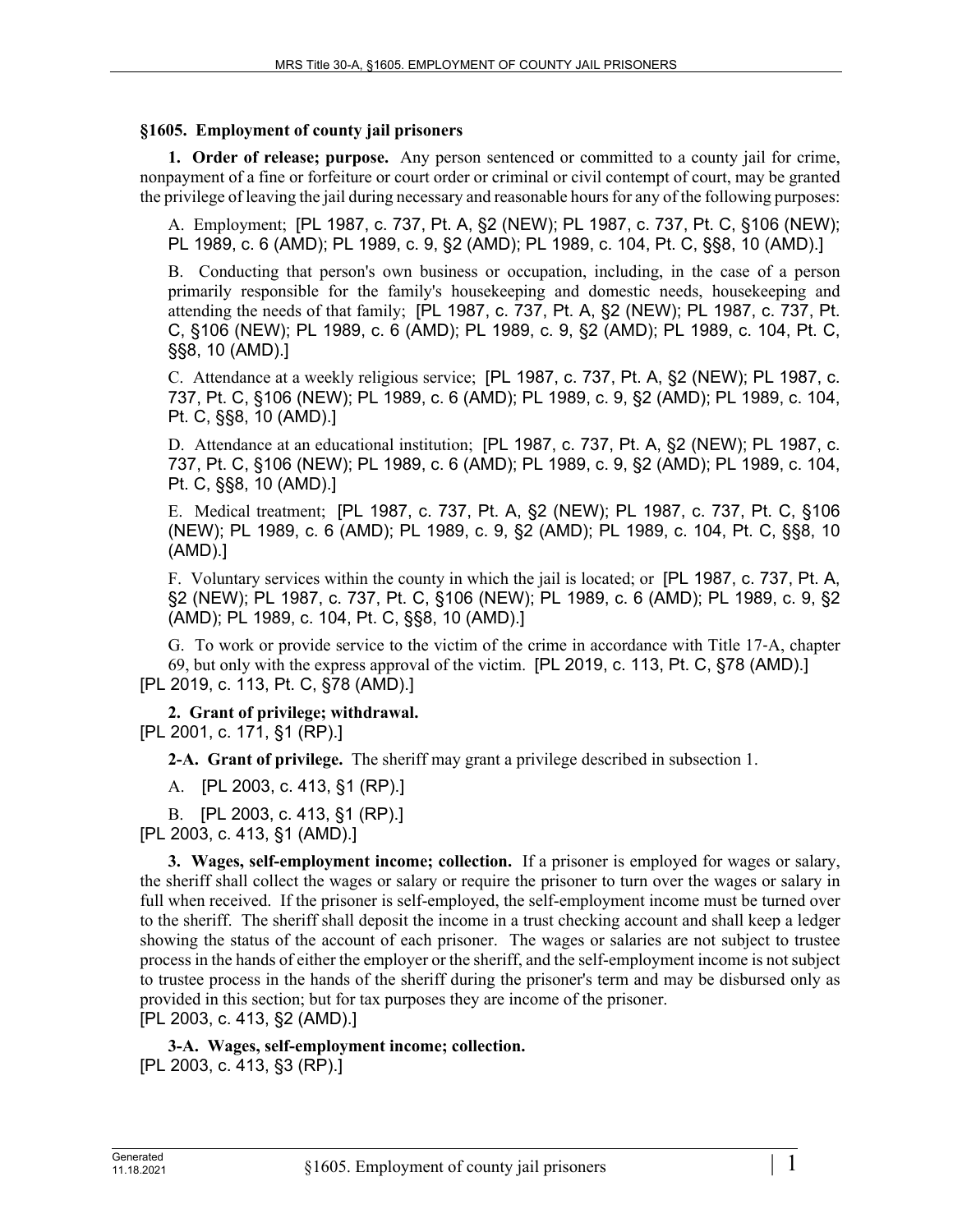**§1605. Employment of county jail prisoners**

**1. Order of release; purpose.** Any person sentenced or committed to a county jail for crime, nonpayment of a fine or forfeiture or court order or criminal or civil contempt of court, may be granted the privilege of leaving the jail during necessary and reasonable hours for any of the following purposes:

A. Employment; [PL 1987, c. 737, Pt. A, §2 (NEW); PL 1987, c. 737, Pt. C, §106 (NEW); PL 1989, c. 6 (AMD); PL 1989, c. 9, §2 (AMD); PL 1989, c. 104, Pt. C, §§8, 10 (AMD).]

B. Conducting that person's own business or occupation, including, in the case of a person primarily responsible for the family's housekeeping and domestic needs, housekeeping and attending the needs of that family; [PL 1987, c. 737, Pt. A, §2 (NEW); PL 1987, c. 737, Pt. C, §106 (NEW); PL 1989, c. 6 (AMD); PL 1989, c. 9, §2 (AMD); PL 1989, c. 104, Pt. C, §§8, 10 (AMD).]

C. Attendance at a weekly religious service; [PL 1987, c. 737, Pt. A, §2 (NEW); PL 1987, c. 737, Pt. C, §106 (NEW); PL 1989, c. 6 (AMD); PL 1989, c. 9, §2 (AMD); PL 1989, c. 104, Pt. C, §§8, 10 (AMD).]

D. Attendance at an educational institution; [PL 1987, c. 737, Pt. A, §2 (NEW); PL 1987, c. 737, Pt. C, §106 (NEW); PL 1989, c. 6 (AMD); PL 1989, c. 9, §2 (AMD); PL 1989, c. 104, Pt. C, §§8, 10 (AMD).]

E. Medical treatment; [PL 1987, c. 737, Pt. A, §2 (NEW); PL 1987, c. 737, Pt. C, §106 (NEW); PL 1989, c. 6 (AMD); PL 1989, c. 9, §2 (AMD); PL 1989, c. 104, Pt. C, §§8, 10 (AMD).]

F. Voluntary services within the county in which the jail is located; or [PL 1987, c. 737, Pt. A, §2 (NEW); PL 1987, c. 737, Pt. C, §106 (NEW); PL 1989, c. 6 (AMD); PL 1989, c. 9, §2 (AMD); PL 1989, c. 104, Pt. C, §§8, 10 (AMD).]

G. To work or provide service to the victim of the crime in accordance with Title 17-A, chapter 69, but only with the express approval of the victim. [PL 2019, c. 113, Pt. C, §78 (AMD).]

[PL 2019, c. 113, Pt. C, §78 (AMD).]

**2. Grant of privilege; withdrawal.**

[PL 2001, c. 171, §1 (RP).]

**2-A. Grant of privilege.** The sheriff may grant a privilege described in subsection 1.

A. [PL 2003, c. 413, §1 (RP).]

B. [PL 2003, c. 413, §1 (RP).]

[PL 2003, c. 413, §1 (AMD).]

**3. Wages, self-employment income; collection.** If a prisoner is employed for wages or salary, the sheriff shall collect the wages or salary or require the prisoner to turn over the wages or salary in full when received. If the prisoner is self-employed, the self-employment income must be turned over to the sheriff. The sheriff shall deposit the income in a trust checking account and shall keep a ledger showing the status of the account of each prisoner. The wages or salaries are not subject to trustee process in the hands of either the employer or the sheriff, and the self-employment income is not subject to trustee process in the hands of the sheriff during the prisoner's term and may be disbursed only as provided in this section; but for tax purposes they are income of the prisoner.

[PL 2003, c. 413, §2 (AMD).]

**3-A. Wages, self-employment income; collection.**

[PL 2003, c. 413, §3 (RP).]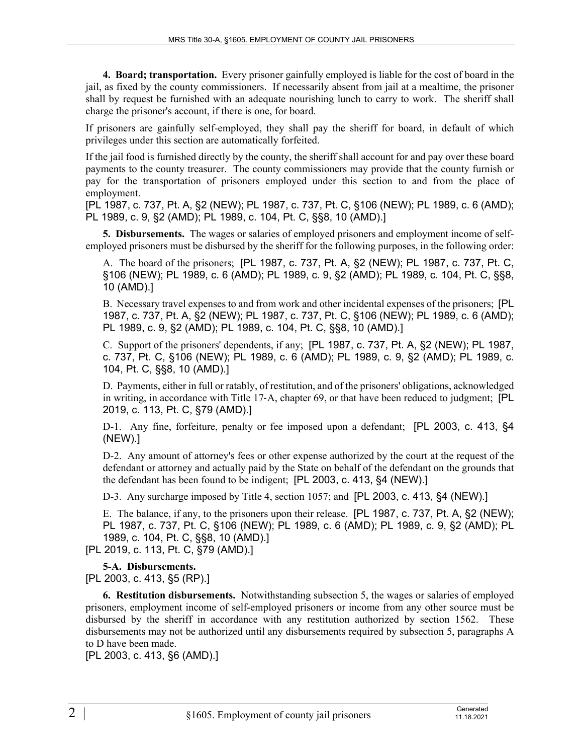**4. Board; transportation.** Every prisoner gainfully employed is liable for the cost of board in the jail, as fixed by the county commissioners. If necessarily absent from jail at a mealtime, the prisoner shall by request be furnished with an adequate nourishing lunch to carry to work. The sheriff shall charge the prisoner's account, if there is one, for board.

If prisoners are gainfully self-employed, they shall pay the sheriff for board, in default of which privileges under this section are automatically forfeited.

If the jail food is furnished directly by the county, the sheriff shall account for and pay over these board payments to the county treasurer. The county commissioners may provide that the county furnish or pay for the transportation of prisoners employed under this section to and from the place of employment.

[PL 1987, c. 737, Pt. A, §2 (NEW); PL 1987, c. 737, Pt. C, §106 (NEW); PL 1989, c. 6 (AMD); PL 1989, c. 9, §2 (AMD); PL 1989, c. 104, Pt. C, §§8, 10 (AMD).]

**5. Disbursements.** The wages or salaries of employed prisoners and employment income of self-employed prisoners must be disbursed by the sheriff for the following purposes, in the following order:

A. The board of the prisoners; [PL 1987, c. 737, Pt. A, §2 (NEW); PL 1987, c. 737, Pt. C, §106 (NEW); PL 1989, c. 6 (AMD); PL 1989, c. 9, §2 (AMD); PL 1989, c. 104, Pt. C, §§8, 10 (AMD).]

B. Necessary travel expenses to and from work and other incidental expenses of the prisoners; [PL 1987, c. 737, Pt. A, §2 (NEW); PL 1987, c. 737, Pt. C, §106 (NEW); PL 1989, c. 6 (AMD); PL 1989, c. 9, §2 (AMD); PL 1989, c. 104, Pt. C, §§8, 10 (AMD).]

C. Support of the prisoners' dependents, if any; [PL 1987, c. 737, Pt. A, §2 (NEW); PL 1987, c. 737, Pt. C, §106 (NEW); PL 1989, c. 6 (AMD); PL 1989, c. 9, §2 (AMD); PL 1989, c. 104, Pt. C, §§8, 10 (AMD).]

D. Payments, either in full or ratably, of restitution, and of the prisoners' obligations, acknowledged in writing, in accordance with Title 17-A, chapter 69, or that have been reduced to judgment; [PL 2019, c. 113, Pt. C, §79 (AMD).]

D-1. Any fine, forfeiture, penalty or fee imposed upon a defendant; [PL 2003, c. 413, §4 (NEW).]

D-2. Any amount of attorney's fees or other expense authorized by the court at the request of the defendant or attorney and actually paid by the State on behalf of the defendant on the grounds that the defendant has been found to be indigent; [PL 2003, c. 413, §4 (NEW).]

D-3. Any surcharge imposed by Title 4, section 1057; and [PL 2003, c. 413, §4 (NEW).]

E. The balance, if any, to the prisoners upon their release. [PL 1987, c. 737, Pt. A, §2 (NEW); PL 1987, c. 737, Pt. C, §106 (NEW); PL 1989, c. 6 (AMD); PL 1989, c. 9, §2 (AMD); PL 1989, c. 104, Pt. C, §§8, 10 (AMD).]

[PL 2019, c. 113, Pt. C, §79 (AMD).]

**5-A. Disbursements.**

[PL 2003, c. 413, §5 (RP).]

**6. Restitution disbursements.** Notwithstanding subsection 5, the wages or salaries of employed prisoners, employment income of self-employed prisoners or income from any other source must be disbursed by the sheriff in accordance with any restitution authorized by section 1562. These disbursements may not be authorized until any disbursements required by subsection 5, paragraphs A to D have been made.

[PL 2003, c. 413, §6 (AMD).]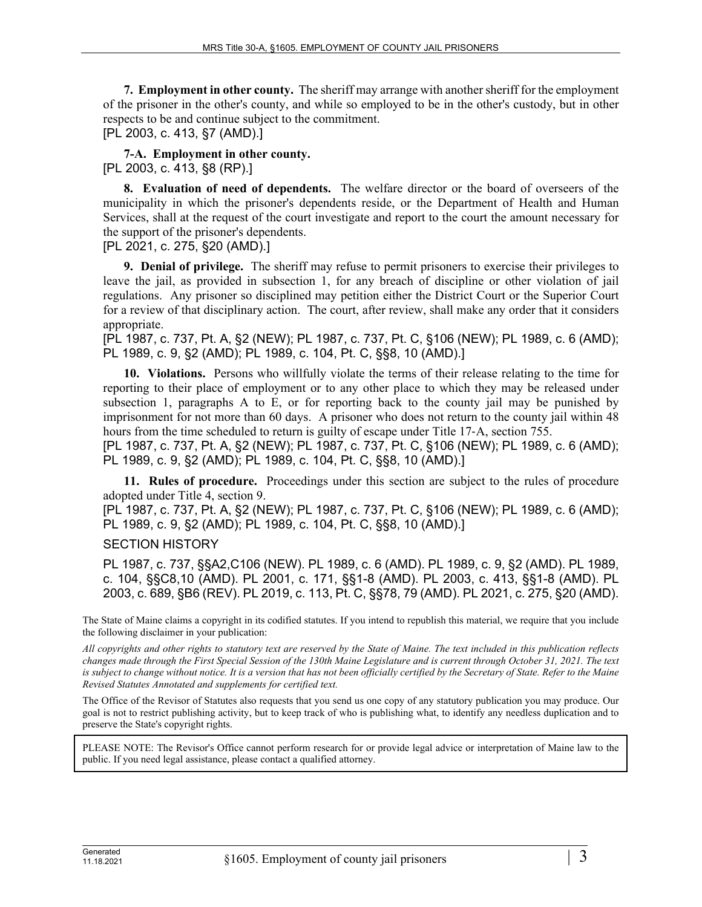**7. Employment in other county.** The sheriff may arrange with another sheriff for the employment of the prisoner in the other's county, and while so employed to be in the other's custody, but in other respects to be and continue subject to the commitment.
[PL 2003, c. 413, §7 (AMD).]

**7-A. Employment in other county.**
[PL 2003, c. 413, §8 (RP).]

**8. Evaluation of need of dependents.** The welfare director or the board of overseers of the municipality in which the prisoner's dependents reside, or the Department of Health and Human Services, shall at the request of the court investigate and report to the court the amount necessary for the support of the prisoner's dependents.
[PL 2021, c. 275, §20 (AMD).]

**9. Denial of privilege.** The sheriff may refuse to permit prisoners to exercise their privileges to leave the jail, as provided in subsection 1, for any breach of discipline or other violation of jail regulations. Any prisoner so disciplined may petition either the District Court or the Superior Court for a review of that disciplinary action. The court, after review, shall make any order that it considers appropriate.
[PL 1987, c. 737, Pt. A, §2 (NEW); PL 1987, c. 737, Pt. C, §106 (NEW); PL 1989, c. 6 (AMD); PL 1989, c. 9, §2 (AMD); PL 1989, c. 104, Pt. C, §§8, 10 (AMD).]

**10. Violations.** Persons who willfully violate the terms of their release relating to the time for reporting to their place of employment or to any other place to which they may be released under subsection 1, paragraphs A to E, or for reporting back to the county jail may be punished by imprisonment for not more than 60 days. A prisoner who does not return to the county jail within 48 hours from the time scheduled to return is guilty of escape under Title 17-A, section 755.
[PL 1987, c. 737, Pt. A, §2 (NEW); PL 1987, c. 737, Pt. C, §106 (NEW); PL 1989, c. 6 (AMD); PL 1989, c. 9, §2 (AMD); PL 1989, c. 104, Pt. C, §§8, 10 (AMD).]

**11. Rules of procedure.** Proceedings under this section are subject to the rules of procedure adopted under Title 4, section 9.
[PL 1987, c. 737, Pt. A, §2 (NEW); PL 1987, c. 737, Pt. C, §106 (NEW); PL 1989, c. 6 (AMD); PL 1989, c. 9, §2 (AMD); PL 1989, c. 104, Pt. C, §§8, 10 (AMD).]

SECTION HISTORY

PL 1987, c. 737, §§A2,C106 (NEW). PL 1989, c. 6 (AMD). PL 1989, c. 9, §2 (AMD). PL 1989, c. 104, §§C8,10 (AMD). PL 2001, c. 171, §§1-8 (AMD). PL 2003, c. 413, §§1-8 (AMD). PL 2003, c. 689, §B6 (REV). PL 2019, c. 113, Pt. C, §§78, 79 (AMD). PL 2021, c. 275, §20 (AMD).

The State of Maine claims a copyright in its codified statutes. If you intend to republish this material, we require that you include the following disclaimer in your publication:

*All copyrights and other rights to statutory text are reserved by the State of Maine. The text included in this publication reflects changes made through the First Special Session of the 130th Maine Legislature and is current through October 31, 2021. The text is subject to change without notice. It is a version that has not been officially certified by the Secretary of State. Refer to the Maine Revised Statutes Annotated and supplements for certified text.*

The Office of the Revisor of Statutes also requests that you send us one copy of any statutory publication you may produce. Our goal is not to restrict publishing activity, but to keep track of who is publishing what, to identify any needless duplication and to preserve the State's copyright rights.

PLEASE NOTE: The Revisor's Office cannot perform research for or provide legal advice or interpretation of Maine law to the public. If you need legal assistance, please contact a qualified attorney.